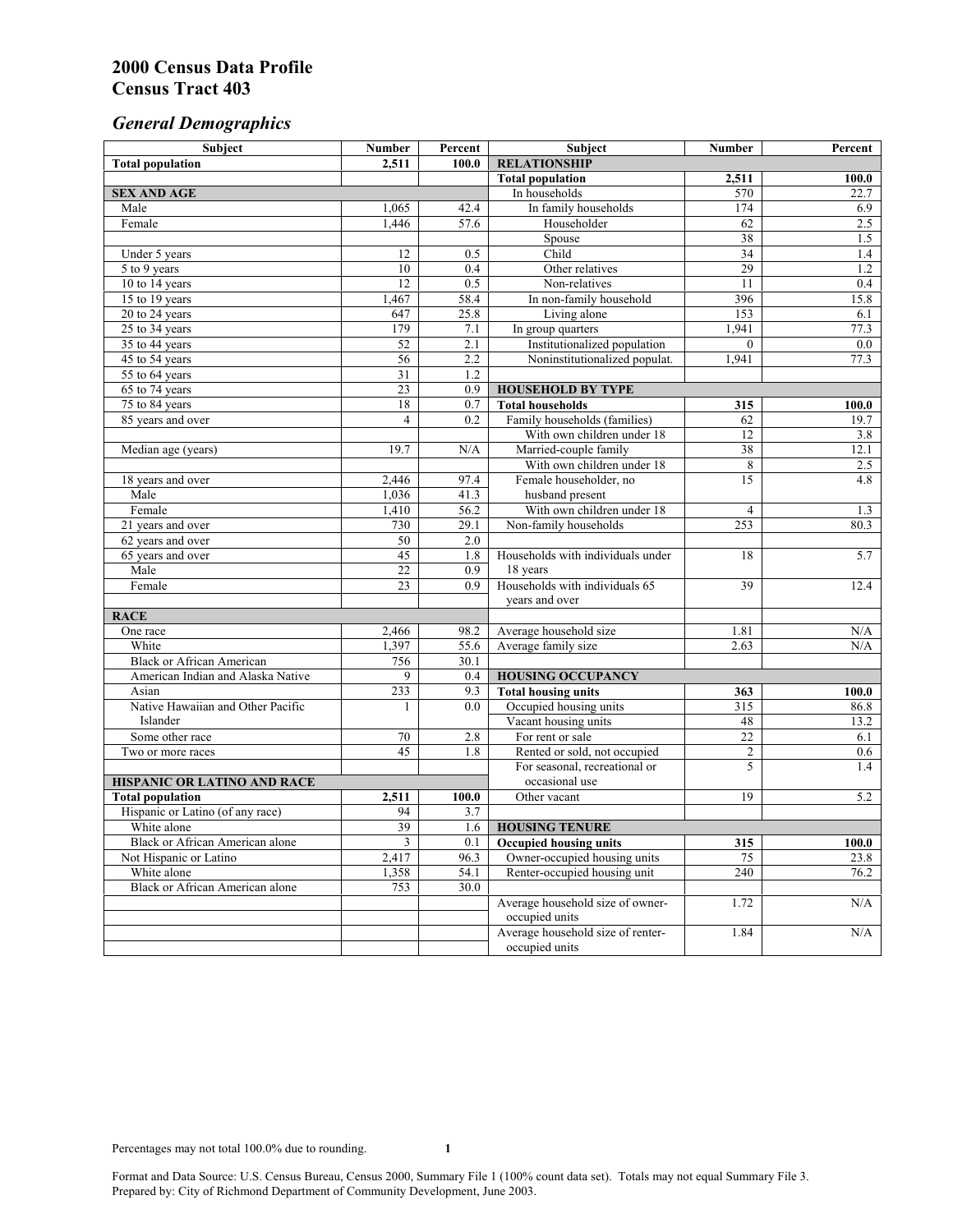# 2000 Census Data Profile
# Census Tract 403

## *General Demographics*

| Subject | Number | Percent | Subject | Number | Percent |
|---|---|---|---|---|---|
| **Total population** | **2,511** | **100.0** | **RELATIONSHIP** | | |
| | | | **Total population** | **2,511** | **100.0** |
| **SEX AND AGE** | | | In households | 570 | 22.7 |
| Male | 1,065 | 42.4 | In family households | 174 | 6.9 |
| Female | 1,446 | 57.6 | Householder | 62 | 2.5 |
| | | | Spouse | 38 | 1.5 |
| Under 5 years | 12 | 0.5 | Child | 34 | 1.4 |
| 5 to 9 years | 10 | 0.4 | Other relatives | 29 | 1.2 |
| 10 to 14 years | 12 | 0.5 | Non-relatives | 11 | 0.4 |
| 15 to 19 years | 1,467 | 58.4 | In non-family household | 396 | 15.8 |
| 20 to 24 years | 647 | 25.8 | Living alone | 153 | 6.1 |
| 25 to 34 years | 179 | 7.1 | In group quarters | 1,941 | 77.3 |
| 35 to 44 years | 52 | 2.1 | Institutionalized population | 0 | 0.0 |
| 45 to 54 years | 56 | 2.2 | Noninstitutionalized populat. | 1,941 | 77.3 |
| 55 to 64 years | 31 | 1.2 | | | |
| 65 to 74 years | 23 | 0.9 | **HOUSEHOLD BY TYPE** | | |
| 75 to 84 years | 18 | 0.7 | **Total households** | **315** | **100.0** |
| 85 years and over | 4 | 0.2 | Family households (families) | 62 | 19.7 |
| | | | With own children under 18 | 12 | 3.8 |
| Median age (years) | 19.7 | N/A | Married-couple family | 38 | 12.1 |
| | | | With own children under 18 | 8 | 2.5 |
| 18 years and over | 2,446 | 97.4 | Female householder, no husband present | 15 | 4.8 |
| Male | 1,036 | 41.3 | | | |
| Female | 1,410 | 56.2 | With own children under 18 | 4 | 1.3 |
| 21 years and over | 730 | 29.1 | Non-family households | 253 | 80.3 |
| 62 years and over | 50 | 2.0 | | | |
| 65 years and over | 45 | 1.8 | Households with individuals under 18 years | 18 | 5.7 |
| Male | 22 | 0.9 | | | |
| Female | 23 | 0.9 | Households with individuals 65 years and over | 39 | 12.4 |
| **RACE** | | | | | |
| One race | 2,466 | 98.2 | Average household size | 1.81 | N/A |
| White | 1,397 | 55.6 | Average family size | 2.63 | N/A |
| Black or African American | 756 | 30.1 | | | |
| American Indian and Alaska Native | 9 | 0.4 | **HOUSING OCCUPANCY** | | |
| Asian | 233 | 9.3 | **Total housing units** | **363** | **100.0** |
| Native Hawaiian and Other Pacific Islander | 1 | 0.0 | Occupied housing units | 315 | 86.8 |
| | | | Vacant housing units | 48 | 13.2 |
| Some other race | 70 | 2.8 | For rent or sale | 22 | 6.1 |
| Two or more races | 45 | 1.8 | Rented or sold, not occupied | 2 | 0.6 |
| | | | For seasonal, recreational or occasional use | 5 | 1.4 |
| **HISPANIC OR LATINO AND RACE** | | | | | |
| **Total population** | **2,511** | **100.0** | Other vacant | 19 | 5.2 |
| Hispanic or Latino (of any race) | 94 | 3.7 | | | |
| White alone | 39 | 1.6 | **HOUSING TENURE** | | |
| Black or African American alone | 3 | 0.1 | **Occupied housing units** | **315** | **100.0** |
| Not Hispanic or Latino | 2,417 | 96.3 | Owner-occupied housing units | 75 | 23.8 |
| White alone | 1,358 | 54.1 | Renter-occupied housing unit | 240 | 76.2 |
| Black or African American alone | 753 | 30.0 | | | |
| | | | Average household size of owner-occupied units | 1.72 | N/A |
| | | | Average household size of renter-occupied units | 1.84 | N/A |

Percentages may not total 100.0% due to rounding.

Format and Data Source: U.S. Census Bureau, Census 2000, Summary File 1 (100% count data set). Totals may not equal Summary File 3.
Prepared by: City of Richmond Department of Community Development, June 2003.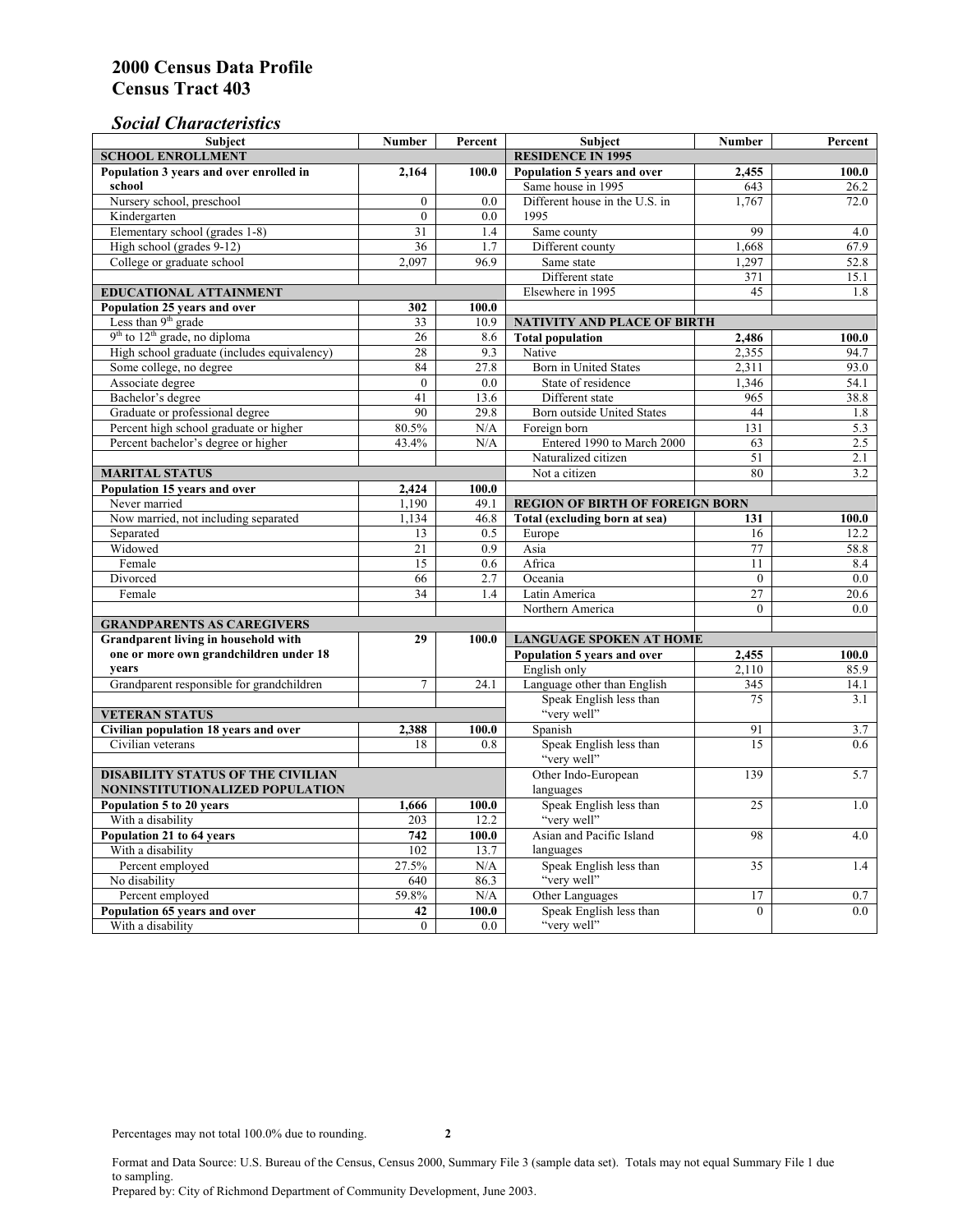# 2000 Census Data Profile
# Census Tract 403

## *Social Characteristics*

| Subject | Number | Percent |
|---|---|---|
| **SCHOOL ENROLLMENT** | | |
| **Population 3 years and over enrolled in school** | **2,164** | **100.0** |
| Nursery school, preschool | 0 | 0.0 |
| Kindergarten | 0 | 0.0 |
| Elementary school (grades 1-8) | 31 | 1.4 |
| High school (grades 9-12) | 36 | 1.7 |
| College or graduate school | 2,097 | 96.9 |
| **EDUCATIONAL ATTAINMENT** | | |
| **Population 25 years and over** | **302** | **100.0** |
| Less than 9th grade | 33 | 10.9 |
| 9th to 12th grade, no diploma | 26 | 8.6 |
| High school graduate (includes equivalency) | 28 | 9.3 |
| Some college, no degree | 84 | 27.8 |
| Associate degree | 0 | 0.0 |
| Bachelor's degree | 41 | 13.6 |
| Graduate or professional degree | 90 | 29.8 |
| Percent high school graduate or higher | 80.5% | N/A |
| Percent bachelor's degree or higher | 43.4% | N/A |
| **MARITAL STATUS** | | |
| **Population 15 years and over** | **2,424** | **100.0** |
| Never married | 1,190 | 49.1 |
| Now married, not including separated | 1,134 | 46.8 |
| Separated | 13 | 0.5 |
| Widowed | 21 | 0.9 |
| Female | 15 | 0.6 |
| Divorced | 66 | 2.7 |
| Female | 34 | 1.4 |
| **GRANDPARENTS AS CAREGIVERS** | | |
| **Grandparent living in household with one or more own grandchildren under 18 years** | **29** | **100.0** |
| Grandparent responsible for grandchildren | 7 | 24.1 |
| **VETERAN STATUS** | | |
| **Civilian population 18 years and over** | **2,388** | **100.0** |
| Civilian veterans | 18 | 0.8 |
| **DISABILITY STATUS OF THE CIVILIAN NONINSTITUTIONALIZED POPULATION** | | |
| **Population 5 to 20 years** | **1,666** | **100.0** |
| With a disability | 203 | 12.2 |
| **Population 21 to 64 years** | **742** | **100.0** |
| With a disability | 102 | 13.7 |
| Percent employed | 27.5% | N/A |
| No disability | 640 | 86.3 |
| Percent employed | 59.8% | N/A |
| **Population 65 years and over** | **42** | **100.0** |
| With a disability | 0 | 0.0 |

| Subject | Number | Percent |
|---|---|---|
| **RESIDENCE IN 1995** | | |
| **Population 5 years and over** | **2,455** | **100.0** |
| Same house in 1995 | 643 | 26.2 |
| Different house in the U.S. in 1995 | 1,767 | 72.0 |
| Same county | 99 | 4.0 |
| Different county | 1,668 | 67.9 |
| Same state | 1,297 | 52.8 |
| Different state | 371 | 15.1 |
| Elsewhere in 1995 | 45 | 1.8 |
| **NATIVITY AND PLACE OF BIRTH** | | |
| **Total population** | **2,486** | **100.0** |
| Native | 2,355 | 94.7 |
| Born in United States | 2,311 | 93.0 |
| State of residence | 1,346 | 54.1 |
| Different state | 965 | 38.8 |
| Born outside United States | 44 | 1.8 |
| Foreign born | 131 | 5.3 |
| Entered 1990 to March 2000 | 63 | 2.5 |
| Naturalized citizen | 51 | 2.1 |
| Not a citizen | 80 | 3.2 |
| **REGION OF BIRTH OF FOREIGN BORN** | | |
| **Total (excluding born at sea)** | **131** | **100.0** |
| Europe | 16 | 12.2 |
| Asia | 77 | 58.8 |
| Africa | 11 | 8.4 |
| Oceania | 0 | 0.0 |
| Latin America | 27 | 20.6 |
| Northern America | 0 | 0.0 |
| **LANGUAGE SPOKEN AT HOME** | | |
| **Population 5 years and over** | **2,455** | **100.0** |
| English only | 2,110 | 85.9 |
| Language other than English | 345 | 14.1 |
| Speak English less than "very well" | 75 | 3.1 |
| Spanish | 91 | 3.7 |
| Speak English less than "very well" | 15 | 0.6 |
| Other Indo-European languages | 139 | 5.7 |
| Speak English less than "very well" | 25 | 1.0 |
| Asian and Pacific Island languages | 98 | 4.0 |
| Speak English less than "very well" | 35 | 1.4 |
| Other Languages | 17 | 0.7 |
| Speak English less than "very well" | 0 | 0.0 |

Percentages may not total 100.0% due to rounding.

Format and Data Source: U.S. Bureau of the Census, Census 2000, Summary File 3 (sample data set). Totals may not equal Summary File 1 due to sampling.
Prepared by: City of Richmond Department of Community Development, June 2003.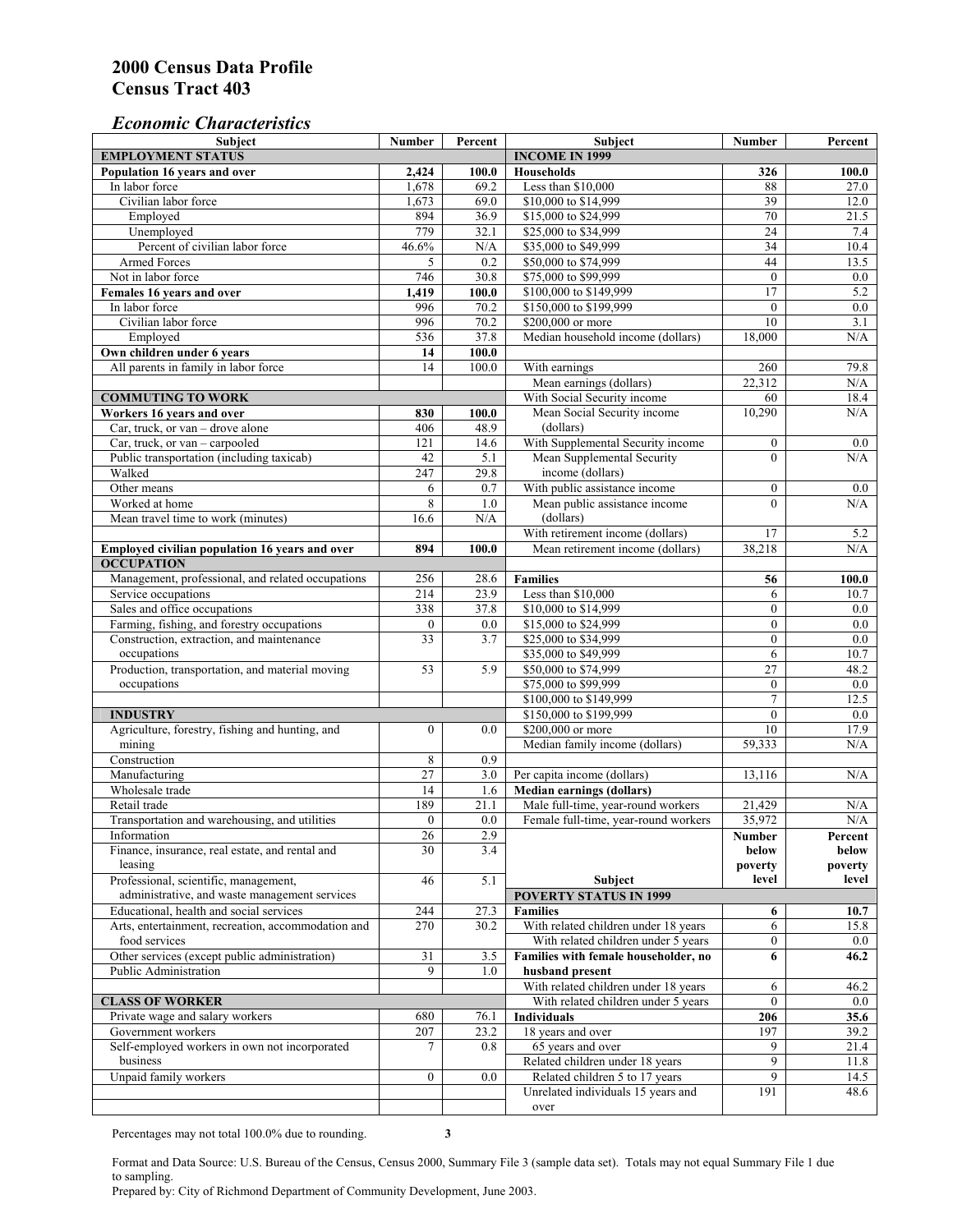# 2000 Census Data Profile
# Census Tract 403

### *Economic Characteristics*

| Subject | Number | Percent |
|---|---|---|
| **EMPLOYMENT STATUS** | | |
| **Population 16 years and over** | **2,424** | **100.0** |
| In labor force | 1,678 | 69.2 |
| Civilian labor force | 1,673 | 69.0 |
| Employed | 894 | 36.9 |
| Unemployed | 779 | 32.1 |
| Percent of civilian labor force | 46.6% | N/A |
| Armed Forces | 5 | 0.2 |
| Not in labor force | 746 | 30.8 |
| **Females 16 years and over** | **1,419** | **100.0** |
| In labor force | 996 | 70.2 |
| Civilian labor force | 996 | 70.2 |
| Employed | 536 | 37.8 |
| **Own children under 6 years** | **14** | **100.0** |
| All parents in family in labor force | 14 | 100.0 |
| **COMMUTING TO WORK** | | |
| **Workers 16 years and over** | **830** | **100.0** |
| Car, truck, or van – drove alone | 406 | 48.9 |
| Car, truck, or van – carpooled | 121 | 14.6 |
| Public transportation (including taxicab) | 42 | 5.1 |
| Walked | 247 | 29.8 |
| Other means | 6 | 0.7 |
| Worked at home | 8 | 1.0 |
| Mean travel time to work (minutes) | 16.6 | N/A |
| **Employed civilian population 16 years and over** | **894** | **100.0** |
| **OCCUPATION** | | |
| Management, professional, and related occupations | 256 | 28.6 |
| Service occupations | 214 | 23.9 |
| Sales and office occupations | 338 | 37.8 |
| Farming, fishing, and forestry occupations | 0 | 0.0 |
| Construction, extraction, and maintenance occupations | 33 | 3.7 |
| Production, transportation, and material moving occupations | 53 | 5.9 |
| **INDUSTRY** | | |
| Agriculture, forestry, fishing and hunting, and mining | 0 | 0.0 |
| Construction | 8 | 0.9 |
| Manufacturing | 27 | 3.0 |
| Wholesale trade | 14 | 1.6 |
| Retail trade | 189 | 21.1 |
| Transportation and warehousing, and utilities | 0 | 0.0 |
| Information | 26 | 2.9 |
| Finance, insurance, real estate, and rental and leasing | 30 | 3.4 |
| Professional, scientific, management, administrative, and waste management services | 46 | 5.1 |
| Educational, health and social services | 244 | 27.3 |
| Arts, entertainment, recreation, accommodation and food services | 270 | 30.2 |
| Other services (except public administration) | 31 | 3.5 |
| Public Administration | 9 | 1.0 |
| **CLASS OF WORKER** | | |
| Private wage and salary workers | 680 | 76.1 |
| Government workers | 207 | 23.2 |
| Self-employed workers in own not incorporated business | 7 | 0.8 |
| Unpaid family workers | 0 | 0.0 |

| Subject | Number | Percent |
|---|---|---|
| **INCOME IN 1999** | | |
| **Households** | **326** | **100.0** |
| Less than $10,000 | 88 | 27.0 |
| $10,000 to $14,999 | 39 | 12.0 |
| $15,000 to $24,999 | 70 | 21.5 |
| $25,000 to $34,999 | 24 | 7.4 |
| $35,000 to $49,999 | 34 | 10.4 |
| $50,000 to $74,999 | 44 | 13.5 |
| $75,000 to $99,999 | 0 | 0.0 |
| $100,000 to $149,999 | 17 | 5.2 |
| $150,000 to $199,999 | 0 | 0.0 |
| $200,000 or more | 10 | 3.1 |
| Median household income (dollars) | 18,000 | N/A |
| With earnings | 260 | 79.8 |
| Mean earnings (dollars) | 22,312 | N/A |
| With Social Security income | 60 | 18.4 |
| Mean Social Security income (dollars) | 10,290 | N/A |
| With Supplemental Security income | 0 | 0.0 |
| Mean Supplemental Security income (dollars) | 0 | N/A |
| With public assistance income | 0 | 0.0 |
| Mean public assistance income (dollars) | 0 | N/A |
| With retirement income (dollars) | 17 | 5.2 |
| Mean retirement income (dollars) | 38,218 | N/A |
| **Families** | **56** | **100.0** |
| Less than $10,000 | 6 | 10.7 |
| $10,000 to $14,999 | 0 | 0.0 |
| $15,000 to $24,999 | 0 | 0.0 |
| $25,000 to $34,999 | 0 | 0.0 |
| $35,000 to $49,999 | 6 | 10.7 |
| $50,000 to $74,999 | 27 | 48.2 |
| $75,000 to $99,999 | 0 | 0.0 |
| $100,000 to $149,999 | 7 | 12.5 |
| $150,000 to $199,999 | 0 | 0.0 |
| $200,000 or more | 10 | 17.9 |
| Median family income (dollars) | 59,333 | N/A |
| Per capita income (dollars) | 13,116 | N/A |
| **Median earnings (dollars)** | | |
| Male full-time, year-round workers | 21,429 | N/A |
| Female full-time, year-round workers | 35,972 | N/A |

| Subject | Number below poverty level | Percent below poverty level |
|---|---|---|
| **POVERTY STATUS IN 1999** | | |
| **Families** | **6** | **10.7** |
| With related children under 18 years | 6 | 15.8 |
| With related children under 5 years | 0 | 0.0 |
| **Families with female householder, no husband present** | **6** | **46.2** |
| With related children under 18 years | 6 | 46.2 |
| With related children under 5 years | 0 | 0.0 |
| **Individuals** | **206** | **35.6** |
| 18 years and over | 197 | 39.2 |
| 65 years and over | 9 | 21.4 |
| Related children under 18 years | 9 | 11.8 |
| Related children 5 to 17 years | 9 | 14.5 |
| Unrelated individuals 15 years and over | 191 | 48.6 |

Percentages may not total 100.0% due to rounding.

Format and Data Source: U.S. Bureau of the Census, Census 2000, Summary File 3 (sample data set). Totals may not equal Summary File 1 due to sampling.
Prepared by: City of Richmond Department of Community Development, June 2003.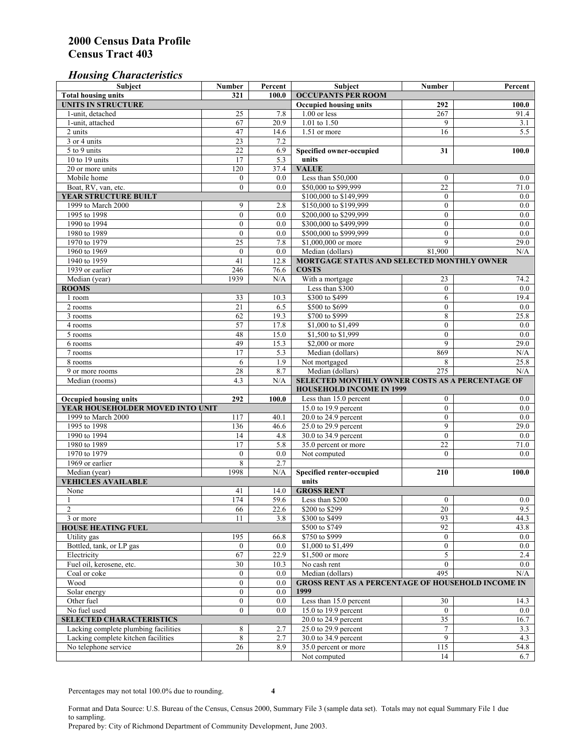# 2000 Census Data Profile
# Census Tract 403

## *Housing Characteristics*

| Subject | Number | Percent | Subject | Number | Percent |
|---|---|---|---|---|---|
| **Total housing units** | **321** | **100.0** | **OCCUPANTS PER ROOM** | | |
| **UNITS IN STRUCTURE** | | | **Occupied housing units** | **292** | **100.0** |
| 1-unit, detached | 25 | 7.8 | 1.00 or less | 267 | 91.4 |
| 1-unit, attached | 67 | 20.9 | 1.01 to 1.50 | 9 | 3.1 |
| 2 units | 47 | 14.6 | 1.51 or more | 16 | 5.5 |
| 3 or 4 units | 23 | 7.2 | | | |
| 5 to 9 units | 22 | 6.9 | **Specified owner-occupied units** | **31** | **100.0** |
| 10 to 19 units | 17 | 5.3 | | | |
| 20 or more units | 120 | 37.4 | **VALUE** | | |
| Mobile home | 0 | 0.0 | Less than $50,000 | 0 | 0.0 |
| Boat, RV, van, etc. | 0 | 0.0 | $50,000 to $99,999 | 22 | 71.0 |
| **YEAR STRUCTURE BUILT** | | | $100,000 to $149,999 | 0 | 0.0 |
| 1999 to March 2000 | 9 | 2.8 | $150,000 to $199,999 | 0 | 0.0 |
| 1995 to 1998 | 0 | 0.0 | $200,000 to $299,999 | 0 | 0.0 |
| 1990 to 1994 | 0 | 0.0 | $300,000 to $499,999 | 0 | 0.0 |
| 1980 to 1989 | 0 | 0.0 | $500,000 to $999,999 | 0 | 0.0 |
| 1970 to 1979 | 25 | 7.8 | $1,000,000 or more | 9 | 29.0 |
| 1960 to 1969 | 0 | 0.0 | Median (dollars) | 81,900 | N/A |
| 1940 to 1959 | 41 | 12.8 | **MORTGAGE STATUS AND SELECTED MONTHLY OWNER COSTS** | | |
| 1939 or earlier | 246 | 76.6 | | | |
| Median (year) | 1939 | N/A | With a mortgage | 23 | 74.2 |
| **ROOMS** | | | Less than $300 | 0 | 0.0 |
| 1 room | 33 | 10.3 | $300 to $499 | 6 | 19.4 |
| 2 rooms | 21 | 6.5 | $500 to $699 | 0 | 0.0 |
| 3 rooms | 62 | 19.3 | $700 to $999 | 8 | 25.8 |
| 4 rooms | 57 | 17.8 | $1,000 to $1,499 | 0 | 0.0 |
| 5 rooms | 48 | 15.0 | $1,500 to $1,999 | 0 | 0.0 |
| 6 rooms | 49 | 15.3 | $2,000 or more | 9 | 29.0 |
| 7 rooms | 17 | 5.3 | Median (dollars) | 869 | N/A |
| 8 rooms | 6 | 1.9 | Not mortgaged | 8 | 25.8 |
| 9 or more rooms | 28 | 8.7 | Median (dollars) | 275 | N/A |
| Median (rooms) | 4.3 | N/A | **SELECTED MONTHLY OWNER COSTS AS A PERCENTAGE OF HOUSEHOLD INCOME IN 1999** | | |
| | | | | | |
| **Occupied housing units** | **292** | **100.0** | Less than 15.0 percent | 0 | 0.0 |
| **YEAR HOUSEHOLDER MOVED INTO UNIT** | | | 15.0 to 19.9 percent | 0 | 0.0 |
| 1999 to March 2000 | 117 | 40.1 | 20.0 to 24.9 percent | 0 | 0.0 |
| 1995 to 1998 | 136 | 46.6 | 25.0 to 29.9 percent | 9 | 29.0 |
| 1990 to 1994 | 14 | 4.8 | 30.0 to 34.9 percent | 0 | 0.0 |
| 1980 to 1989 | 17 | 5.8 | 35.0 percent or more | 22 | 71.0 |
| 1970 to 1979 | 0 | 0.0 | Not computed | 0 | 0.0 |
| 1969 or earlier | 8 | 2.7 | | | |
| Median (year) | 1998 | N/A | **Specified renter-occupied units** | **210** | **100.0** |
| **VEHICLES AVAILABLE** | | | | | |
| None | 41 | 14.0 | **GROSS RENT** | | |
| 1 | 174 | 59.6 | Less than $200 | 0 | 0.0 |
| 2 | 66 | 22.6 | $200 to $299 | 20 | 9.5 |
| 3 or more | 11 | 3.8 | $300 to $499 | 93 | 44.3 |
| **HOUSE HEATING FUEL** | | | $500 to $749 | 92 | 43.8 |
| Utility gas | 195 | 66.8 | $750 to $999 | 0 | 0.0 |
| Bottled, tank, or LP gas | 0 | 0.0 | $1,000 to $1,499 | 0 | 0.0 |
| Electricity | 67 | 22.9 | $1,500 or more | 5 | 2.4 |
| Fuel oil, kerosene, etc. | 30 | 10.3 | No cash rent | 0 | 0.0 |
| Coal or coke | 0 | 0.0 | Median (dollars) | 495 | N/A |
| Wood | 0 | 0.0 | **GROSS RENT AS A PERCENTAGE OF HOUSEHOLD INCOME IN 1999** | | |
| Solar energy | 0 | 0.0 | | | |
| Other fuel | 0 | 0.0 | Less than 15.0 percent | 30 | 14.3 |
| No fuel used | 0 | 0.0 | 15.0 to 19.9 percent | 0 | 0.0 |
| **SELECTED CHARACTERISTICS** | | | 20.0 to 24.9 percent | 35 | 16.7 |
| Lacking complete plumbing facilities | 8 | 2.7 | 25.0 to 29.9 percent | 7 | 3.3 |
| Lacking complete kitchen facilities | 8 | 2.7 | 30.0 to 34.9 percent | 9 | 4.3 |
| No telephone service | 26 | 8.9 | 35.0 percent or more | 115 | 54.8 |
| | | | Not computed | 14 | 6.7 |

Percentages may not total 100.0% due to rounding.

Format and Data Source: U.S. Bureau of the Census, Census 2000, Summary File 3 (sample data set). Totals may not equal Summary File 1 due to sampling.
Prepared by: City of Richmond Department of Community Development, June 2003.